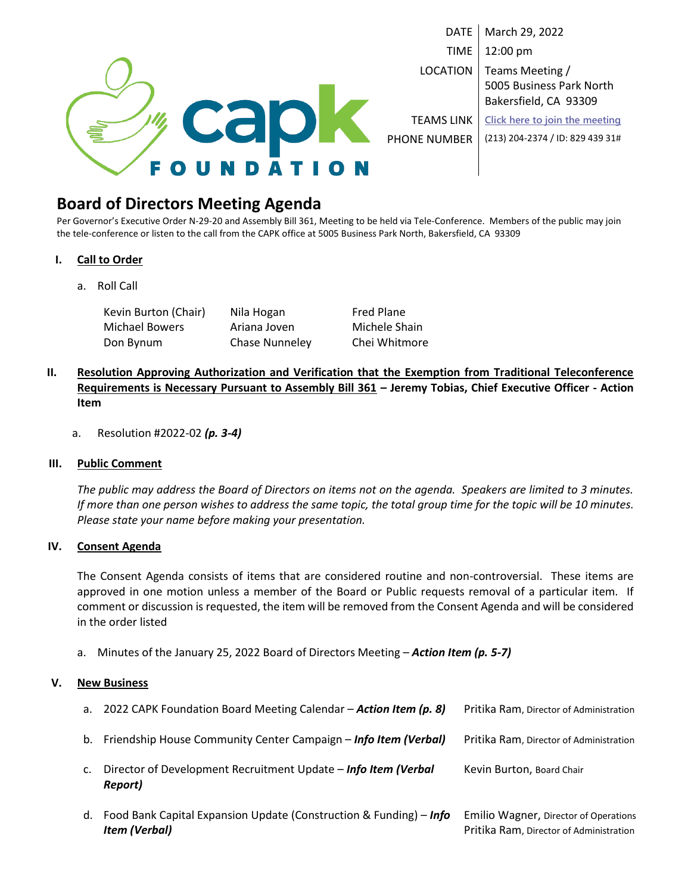CAPK FOUNDATION

| | |
|---|---|
| DATE | March 29, 2022 |
| TIME | 12:00 pm |
| LOCATION | Teams Meeting / 5005 Business Park North Bakersfield, CA 93309 |
| TEAMS LINK | Click here to join the meeting |
| PHONE NUMBER | (213) 204-2374 / ID: 829 439 31# |

# Board of Directors Meeting Agenda

Per Governor's Executive Order N-29-20 and Assembly Bill 361, Meeting to be held via Tele-Conference. Members of the public may join the tele-conference or listen to the call from the CAPK office at 5005 Business Park North, Bakersfield, CA 93309

**I. Call to Order**

a. Roll Call

| | | |
|---|---|---|
| Kevin Burton (Chair) | Nila Hogan | Fred Plane |
| Michael Bowers | Ariana Joven | Michele Shain |
| Don Bynum | Chase Nunneley | Chei Whitmore |

**II. Resolution Approving Authorization and Verification that the Exemption from Traditional Teleconference Requirements is Necessary Pursuant to Assembly Bill 361 – Jeremy Tobias, Chief Executive Officer - Action Item**

a. Resolution #2022-02 ***(p. 3-4)***

**III. Public Comment**

*The public may address the Board of Directors on items not on the agenda. Speakers are limited to 3 minutes. If more than one person wishes to address the same topic, the total group time for the topic will be 10 minutes. Please state your name before making your presentation.*

**IV. Consent Agenda**

The Consent Agenda consists of items that are considered routine and non-controversial. These items are approved in one motion unless a member of the Board or Public requests removal of a particular item. If comment or discussion is requested, the item will be removed from the Consent Agenda and will be considered in the order listed

a. Minutes of the January 25, 2022 Board of Directors Meeting – ***Action Item (p. 5-7)***

**V. New Business**

a. 2022 CAPK Foundation Board Meeting Calendar – ***Action Item (p. 8)*** — Pritika Ram, Director of Administration

b. Friendship House Community Center Campaign – ***Info Item (Verbal)*** — Pritika Ram, Director of Administration

c. Director of Development Recruitment Update – ***Info Item (Verbal Report)*** — Kevin Burton, Board Chair

d. Food Bank Capital Expansion Update (Construction & Funding) – ***Info Item (Verbal)*** — Emilio Wagner, Director of Operations; Pritika Ram, Director of Administration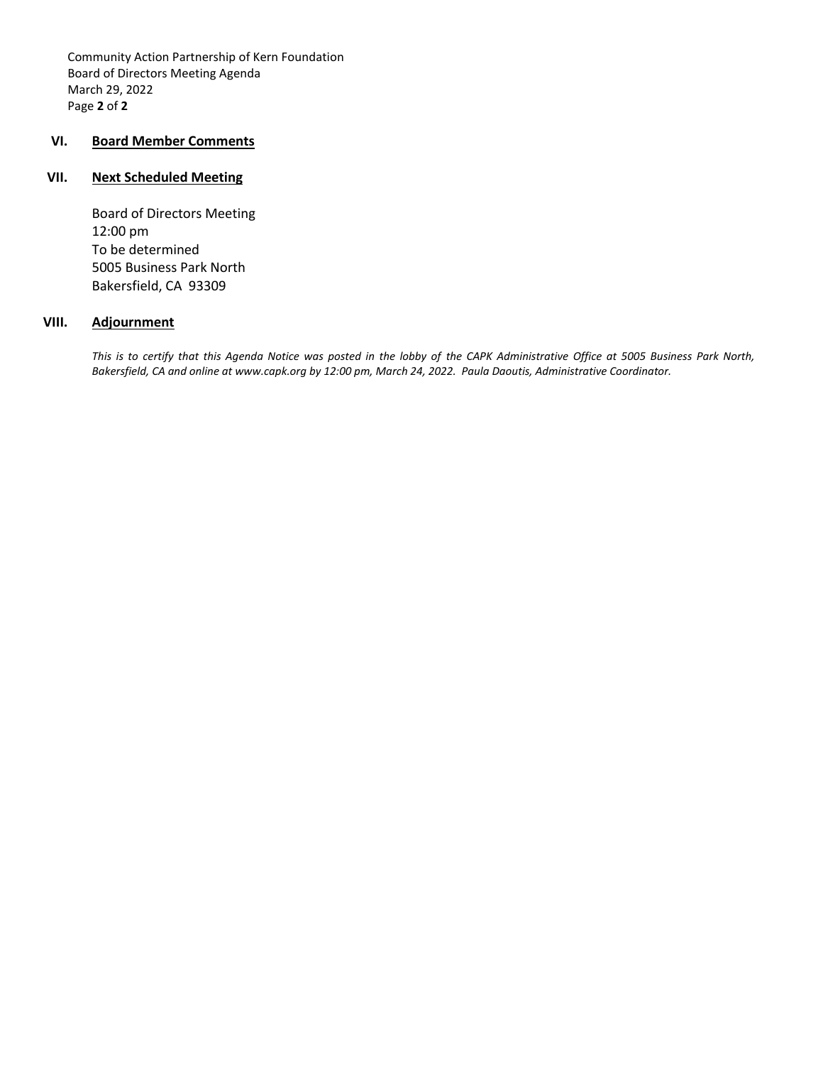## VI. Board Member Comments

## VII. Next Scheduled Meeting

Board of Directors Meeting
12:00 pm
To be determined
5005 Business Park North
Bakersfield, CA 93309

## VIII. Adjournment

*This is to certify that this Agenda Notice was posted in the lobby of the CAPK Administrative Office at 5005 Business Park North, Bakersfield, CA and online at www.capk.org by 12:00 pm, March 24, 2022. Paula Daoutis, Administrative Coordinator.*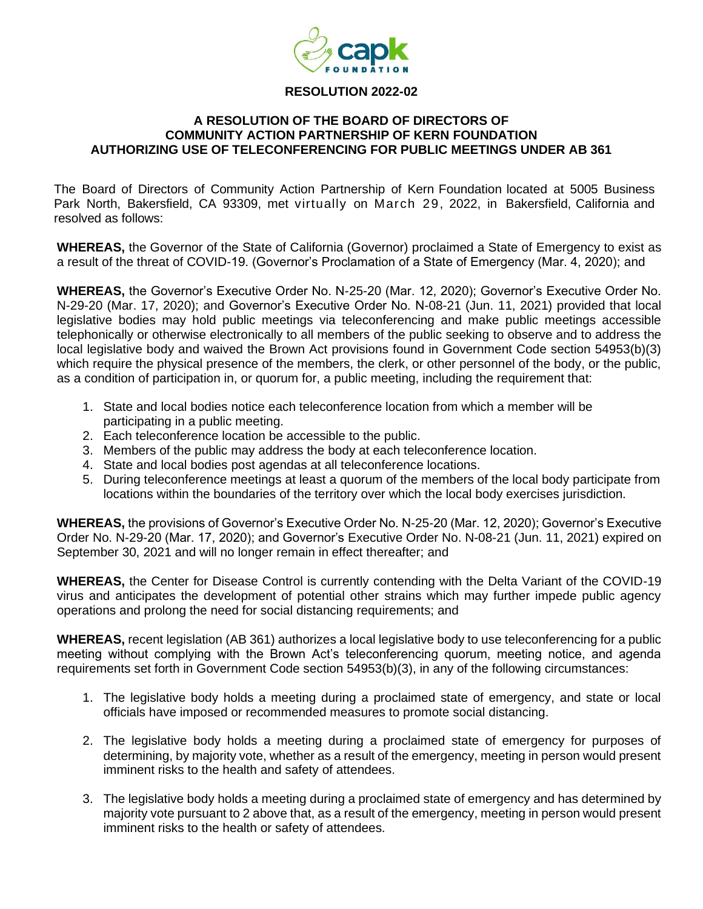# RESOLUTION 2022-02

## A RESOLUTION OF THE BOARD OF DIRECTORS OF COMMUNITY ACTION PARTNERSHIP OF KERN FOUNDATION AUTHORIZING USE OF TELECONFERENCING FOR PUBLIC MEETINGS UNDER AB 361

The Board of Directors of Community Action Partnership of Kern Foundation located at 5005 Business Park North, Bakersfield, CA 93309, met virtually on March 29, 2022, in Bakersfield, California and resolved as follows:

**WHEREAS,** the Governor of the State of California (Governor) proclaimed a State of Emergency to exist as a result of the threat of COVID-19. (Governor's Proclamation of a State of Emergency (Mar. 4, 2020); and

**WHEREAS,** the Governor's Executive Order No. N-25-20 (Mar. 12, 2020); Governor's Executive Order No. N-29-20 (Mar. 17, 2020); and Governor's Executive Order No. N-08-21 (Jun. 11, 2021) provided that local legislative bodies may hold public meetings via teleconferencing and make public meetings accessible telephonically or otherwise electronically to all members of the public seeking to observe and to address the local legislative body and waived the Brown Act provisions found in Government Code section 54953(b)(3) which require the physical presence of the members, the clerk, or other personnel of the body, or the public, as a condition of participation in, or quorum for, a public meeting, including the requirement that:

1. State and local bodies notice each teleconference location from which a member will be participating in a public meeting.
2. Each teleconference location be accessible to the public.
3. Members of the public may address the body at each teleconference location.
4. State and local bodies post agendas at all teleconference locations.
5. During teleconference meetings at least a quorum of the members of the local body participate from locations within the boundaries of the territory over which the local body exercises jurisdiction.

**WHEREAS,** the provisions of Governor's Executive Order No. N-25-20 (Mar. 12, 2020); Governor's Executive Order No. N-29-20 (Mar. 17, 2020); and Governor's Executive Order No. N-08-21 (Jun. 11, 2021) expired on September 30, 2021 and will no longer remain in effect thereafter; and

**WHEREAS,** the Center for Disease Control is currently contending with the Delta Variant of the COVID-19 virus and anticipates the development of potential other strains which may further impede public agency operations and prolong the need for social distancing requirements; and

**WHEREAS,** recent legislation (AB 361) authorizes a local legislative body to use teleconferencing for a public meeting without complying with the Brown Act's teleconferencing quorum, meeting notice, and agenda requirements set forth in Government Code section 54953(b)(3), in any of the following circumstances:

1. The legislative body holds a meeting during a proclaimed state of emergency, and state or local officials have imposed or recommended measures to promote social distancing.

2. The legislative body holds a meeting during a proclaimed state of emergency for purposes of determining, by majority vote, whether as a result of the emergency, meeting in person would present imminent risks to the health and safety of attendees.

3. The legislative body holds a meeting during a proclaimed state of emergency and has determined by majority vote pursuant to 2 above that, as a result of the emergency, meeting in person would present imminent risks to the health or safety of attendees.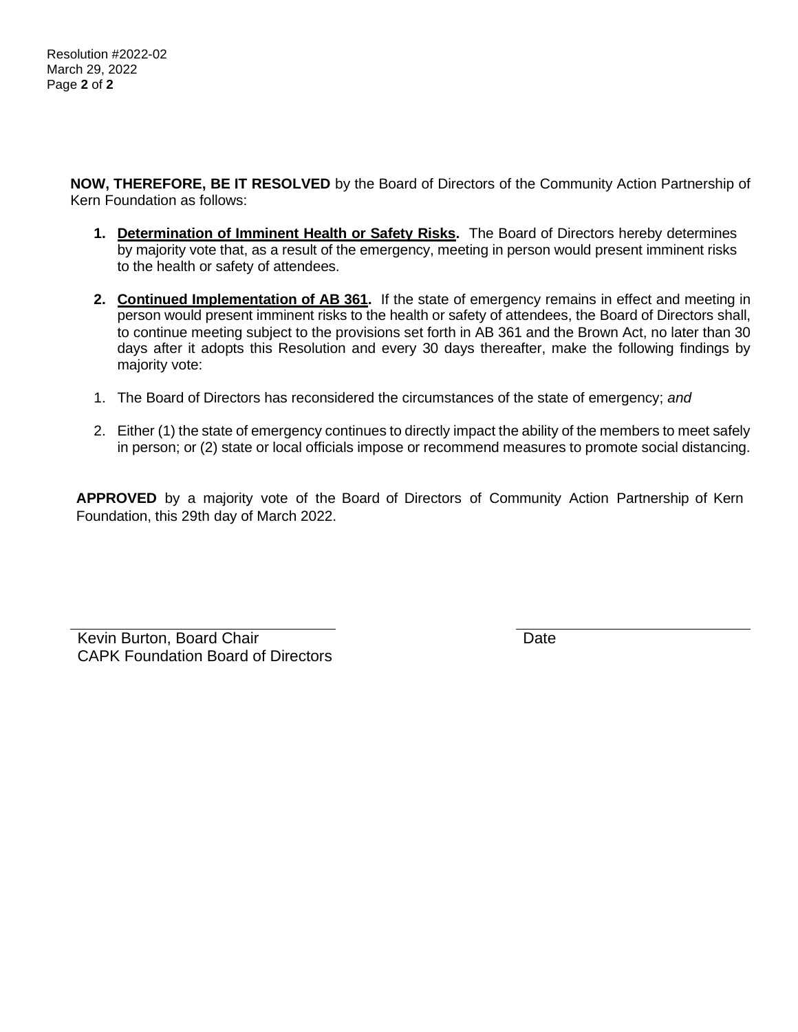**NOW, THEREFORE, BE IT RESOLVED** by the Board of Directors of the Community Action Partnership of Kern Foundation as follows:

1. **Determination of Imminent Health or Safety Risks.** The Board of Directors hereby determines by majority vote that, as a result of the emergency, meeting in person would present imminent risks to the health or safety of attendees.

2. **Continued Implementation of AB 361.** If the state of emergency remains in effect and meeting in person would present imminent risks to the health or safety of attendees, the Board of Directors shall, to continue meeting subject to the provisions set forth in AB 361 and the Brown Act, no later than 30 days after it adopts this Resolution and every 30 days thereafter, make the following findings by majority vote:

   1. The Board of Directors has reconsidered the circumstances of the state of emergency; *and*

   2. Either (1) the state of emergency continues to directly impact the ability of the members to meet safely in person; or (2) state or local officials impose or recommend measures to promote social distancing.

**APPROVED** by a majority vote of the Board of Directors of Community Action Partnership of Kern Foundation, this 29th day of March 2022.

\_\_\_\_\_\_\_\_\_\_\_\_\_\_\_\_\_\_\_\_\_\_\_\_\_\_\_\_\_\_
Kevin Burton, Board Chair
CAPK Foundation Board of Directors

\_\_\_\_\_\_\_\_\_\_\_\_\_\_\_\_\_\_\_\_\_\_\_\_\_\_\_\_\_\_
Date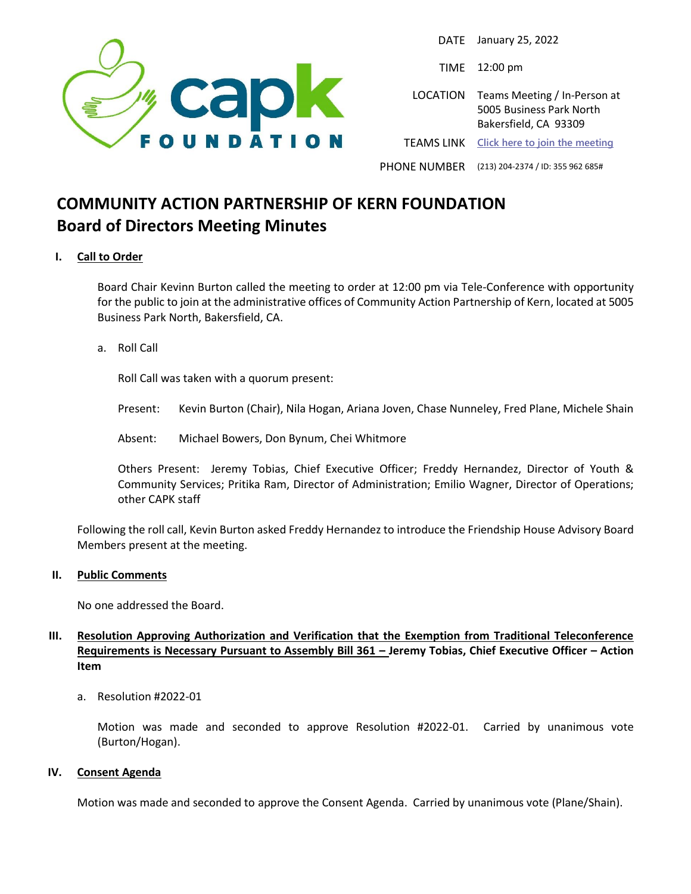| | |
|---|---|
| DATE | January 25, 2022 |
| TIME | 12:00 pm |
| LOCATION | Teams Meeting / In-Person at 5005 Business Park North Bakersfield, CA 93309 |
| TEAMS LINK | Click here to join the meeting |
| PHONE NUMBER | (213) 204-2374 / ID: 355 962 685# |

# COMMUNITY ACTION PARTNERSHIP OF KERN FOUNDATION
## Board of Directors Meeting Minutes

**I. Call to Order**

Board Chair Kevinn Burton called the meeting to order at 12:00 pm via Tele-Conference with opportunity for the public to join at the administrative offices of Community Action Partnership of Kern, located at 5005 Business Park North, Bakersfield, CA.

a. Roll Call

Roll Call was taken with a quorum present:

Present: Kevin Burton (Chair), Nila Hogan, Ariana Joven, Chase Nunneley, Fred Plane, Michele Shain

Absent: Michael Bowers, Don Bynum, Chei Whitmore

Others Present: Jeremy Tobias, Chief Executive Officer; Freddy Hernandez, Director of Youth & Community Services; Pritika Ram, Director of Administration; Emilio Wagner, Director of Operations; other CAPK staff

Following the roll call, Kevin Burton asked Freddy Hernandez to introduce the Friendship House Advisory Board Members present at the meeting.

**II. Public Comments**

No one addressed the Board.

**III. Resolution Approving Authorization and Verification that the Exemption from Traditional Teleconference Requirements is Necessary Pursuant to Assembly Bill 361 – Jeremy Tobias, Chief Executive Officer – Action Item**

a. Resolution #2022-01

Motion was made and seconded to approve Resolution #2022-01. Carried by unanimous vote (Burton/Hogan).

**IV. Consent Agenda**

Motion was made and seconded to approve the Consent Agenda. Carried by unanimous vote (Plane/Shain).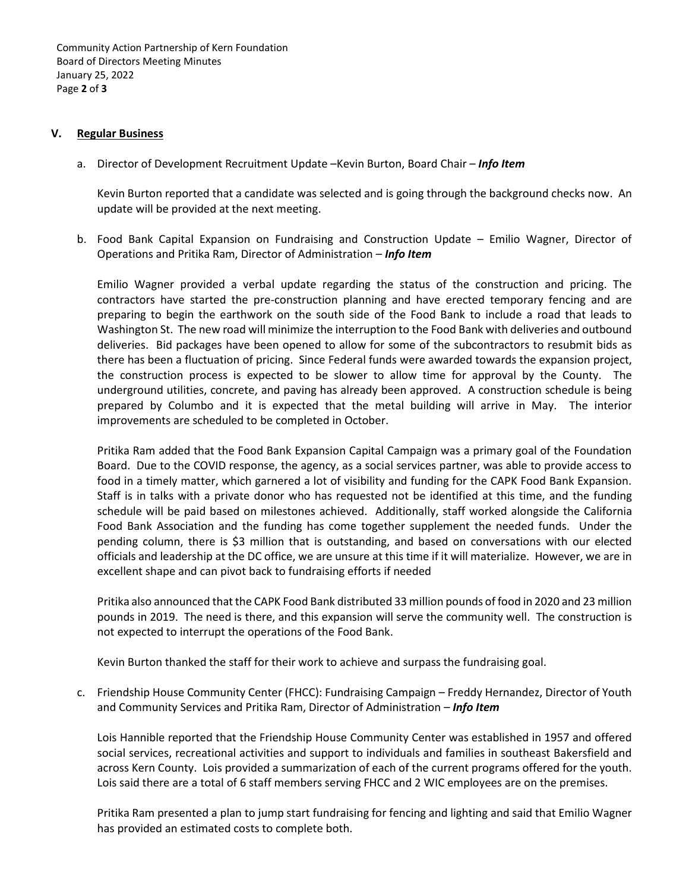## V. Regular Business

a. Director of Development Recruitment Update –Kevin Burton, Board Chair – ***Info Item***

Kevin Burton reported that a candidate was selected and is going through the background checks now. An update will be provided at the next meeting.

b. Food Bank Capital Expansion on Fundraising and Construction Update – Emilio Wagner, Director of Operations and Pritika Ram, Director of Administration – ***Info Item***

Emilio Wagner provided a verbal update regarding the status of the construction and pricing. The contractors have started the pre-construction planning and have erected temporary fencing and are preparing to begin the earthwork on the south side of the Food Bank to include a road that leads to Washington St. The new road will minimize the interruption to the Food Bank with deliveries and outbound deliveries. Bid packages have been opened to allow for some of the subcontractors to resubmit bids as there has been a fluctuation of pricing. Since Federal funds were awarded towards the expansion project, the construction process is expected to be slower to allow time for approval by the County. The underground utilities, concrete, and paving has already been approved. A construction schedule is being prepared by Columbo and it is expected that the metal building will arrive in May. The interior improvements are scheduled to be completed in October.

Pritika Ram added that the Food Bank Expansion Capital Campaign was a primary goal of the Foundation Board. Due to the COVID response, the agency, as a social services partner, was able to provide access to food in a timely matter, which garnered a lot of visibility and funding for the CAPK Food Bank Expansion. Staff is in talks with a private donor who has requested not be identified at this time, and the funding schedule will be paid based on milestones achieved. Additionally, staff worked alongside the California Food Bank Association and the funding has come together supplement the needed funds. Under the pending column, there is $3 million that is outstanding, and based on conversations with our elected officials and leadership at the DC office, we are unsure at this time if it will materialize. However, we are in excellent shape and can pivot back to fundraising efforts if needed

Pritika also announced that the CAPK Food Bank distributed 33 million pounds of food in 2020 and 23 million pounds in 2019. The need is there, and this expansion will serve the community well. The construction is not expected to interrupt the operations of the Food Bank.

Kevin Burton thanked the staff for their work to achieve and surpass the fundraising goal.

c. Friendship House Community Center (FHCC): Fundraising Campaign – Freddy Hernandez, Director of Youth and Community Services and Pritika Ram, Director of Administration – ***Info Item***

Lois Hannible reported that the Friendship House Community Center was established in 1957 and offered social services, recreational activities and support to individuals and families in southeast Bakersfield and across Kern County. Lois provided a summarization of each of the current programs offered for the youth. Lois said there are a total of 6 staff members serving FHCC and 2 WIC employees are on the premises.

Pritika Ram presented a plan to jump start fundraising for fencing and lighting and said that Emilio Wagner has provided an estimated costs to complete both.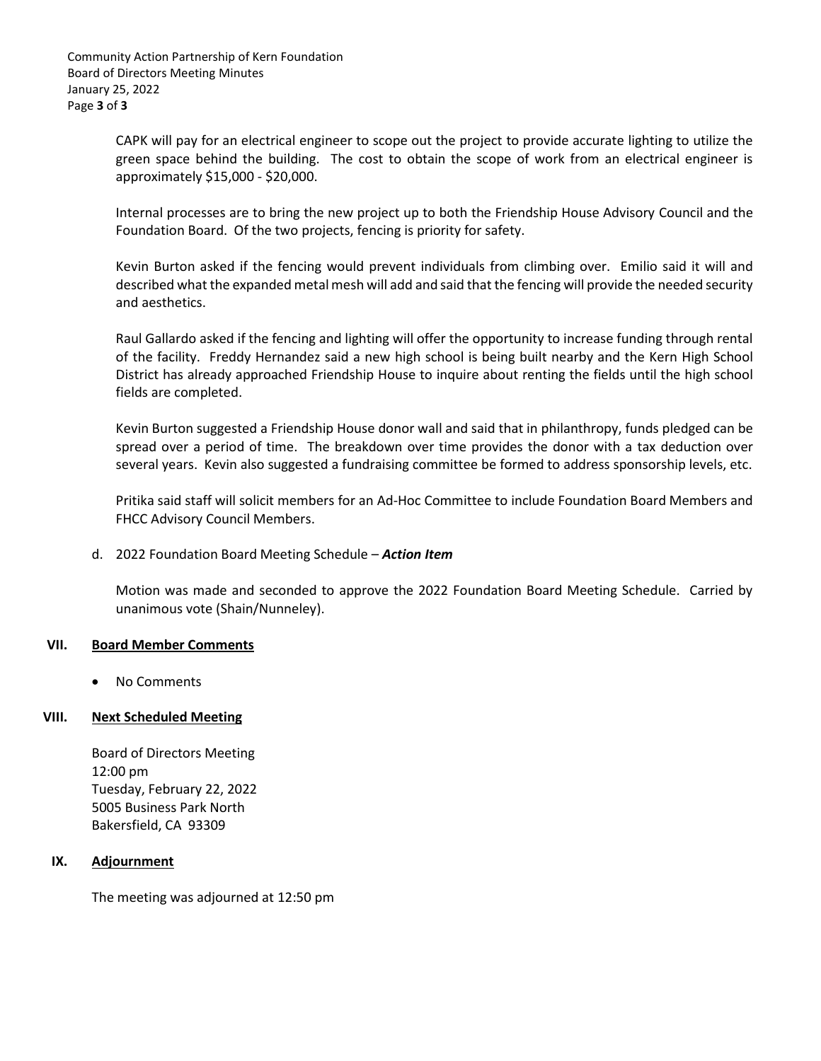CAPK will pay for an electrical engineer to scope out the project to provide accurate lighting to utilize the green space behind the building. The cost to obtain the scope of work from an electrical engineer is approximately $15,000 - $20,000.

Internal processes are to bring the new project up to both the Friendship House Advisory Council and the Foundation Board. Of the two projects, fencing is priority for safety.

Kevin Burton asked if the fencing would prevent individuals from climbing over. Emilio said it will and described what the expanded metal mesh will add and said that the fencing will provide the needed security and aesthetics.

Raul Gallardo asked if the fencing and lighting will offer the opportunity to increase funding through rental of the facility. Freddy Hernandez said a new high school is being built nearby and the Kern High School District has already approached Friendship House to inquire about renting the fields until the high school fields are completed.

Kevin Burton suggested a Friendship House donor wall and said that in philanthropy, funds pledged can be spread over a period of time. The breakdown over time provides the donor with a tax deduction over several years. Kevin also suggested a fundraising committee be formed to address sponsorship levels, etc.

Pritika said staff will solicit members for an Ad-Hoc Committee to include Foundation Board Members and FHCC Advisory Council Members.

d. 2022 Foundation Board Meeting Schedule – ***Action Item***

Motion was made and seconded to approve the 2022 Foundation Board Meeting Schedule. Carried by unanimous vote (Shain/Nunneley).

## VII. Board Member Comments

- No Comments

## VIII. Next Scheduled Meeting

Board of Directors Meeting
12:00 pm
Tuesday, February 22, 2022
5005 Business Park North
Bakersfield, CA 93309

## IX. Adjournment

The meeting was adjourned at 12:50 pm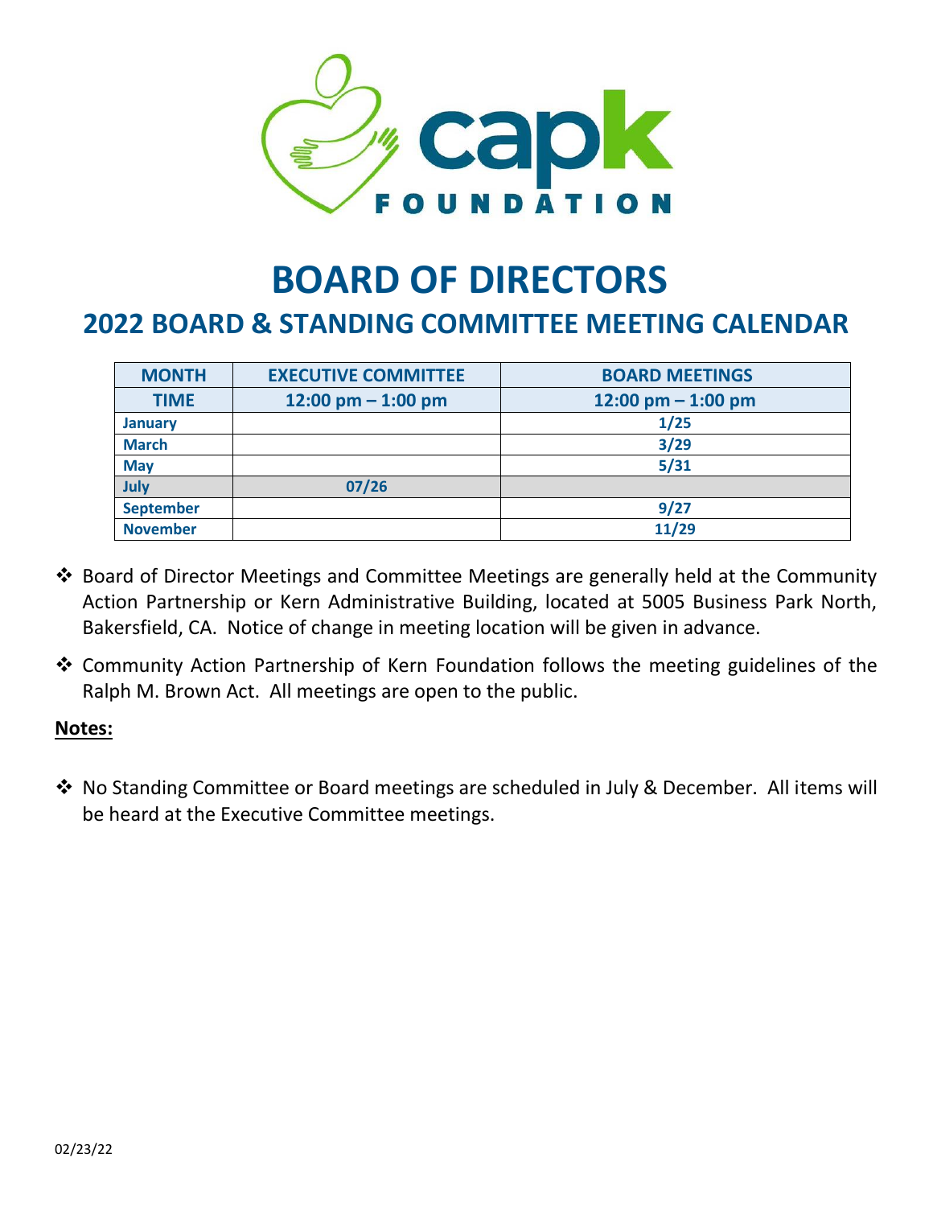# BOARD OF DIRECTORS

## 2022 BOARD & STANDING COMMITTEE MEETING CALENDAR

| MONTH | EXECUTIVE COMMITTEE | BOARD MEETINGS |
|---|---|---|
| TIME | 12:00 pm – 1:00 pm | 12:00 pm – 1:00 pm |
| January | | 1/25 |
| March | | 3/29 |
| May | | 5/31 |
| July | 07/26 | |
| September | | 9/27 |
| November | | 11/29 |

- Board of Director Meetings and Committee Meetings are generally held at the Community Action Partnership or Kern Administrative Building, located at 5005 Business Park North, Bakersfield, CA. Notice of change in meeting location will be given in advance.
- Community Action Partnership of Kern Foundation follows the meeting guidelines of the Ralph M. Brown Act. All meetings are open to the public.

**Notes:**

- No Standing Committee or Board meetings are scheduled in July & December. All items will be heard at the Executive Committee meetings.

02/23/22